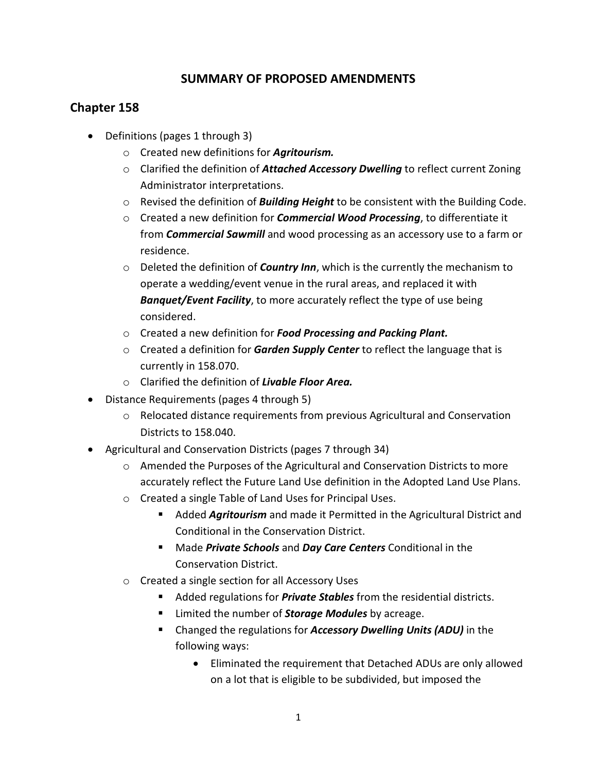# SUMMARY OF PROPOSED AMENDMENTS

## Chapter 158

- Definitions (pages 1 through 3)
  - Created new definitions for ***Agritourism.***
  - Clarified the definition of ***Attached Accessory Dwelling*** to reflect current Zoning Administrator interpretations.
  - Revised the definition of ***Building Height*** to be consistent with the Building Code.
  - Created a new definition for ***Commercial Wood Processing***, to differentiate it from ***Commercial Sawmill*** and wood processing as an accessory use to a farm or residence.
  - Deleted the definition of ***Country Inn***, which is the currently the mechanism to operate a wedding/event venue in the rural areas, and replaced it with ***Banquet/Event Facility***, to more accurately reflect the type of use being considered.
  - Created a new definition for ***Food Processing and Packing Plant.***
  - Created a definition for ***Garden Supply Center*** to reflect the language that is currently in 158.070.
  - Clarified the definition of ***Livable Floor Area.***
- Distance Requirements (pages 4 through 5)
  - Relocated distance requirements from previous Agricultural and Conservation Districts to 158.040.
- Agricultural and Conservation Districts (pages 7 through 34)
  - Amended the Purposes of the Agricultural and Conservation Districts to more accurately reflect the Future Land Use definition in the Adopted Land Use Plans.
  - Created a single Table of Land Uses for Principal Uses.
    - Added ***Agritourism*** and made it Permitted in the Agricultural District and Conditional in the Conservation District.
    - Made ***Private Schools*** and ***Day Care Centers*** Conditional in the Conservation District.
  - Created a single section for all Accessory Uses
    - Added regulations for ***Private Stables*** from the residential districts.
    - Limited the number of ***Storage Modules*** by acreage.
    - Changed the regulations for ***Accessory Dwelling Units (ADU)*** in the following ways:
      - Eliminated the requirement that Detached ADUs are only allowed on a lot that is eligible to be subdivided, but imposed the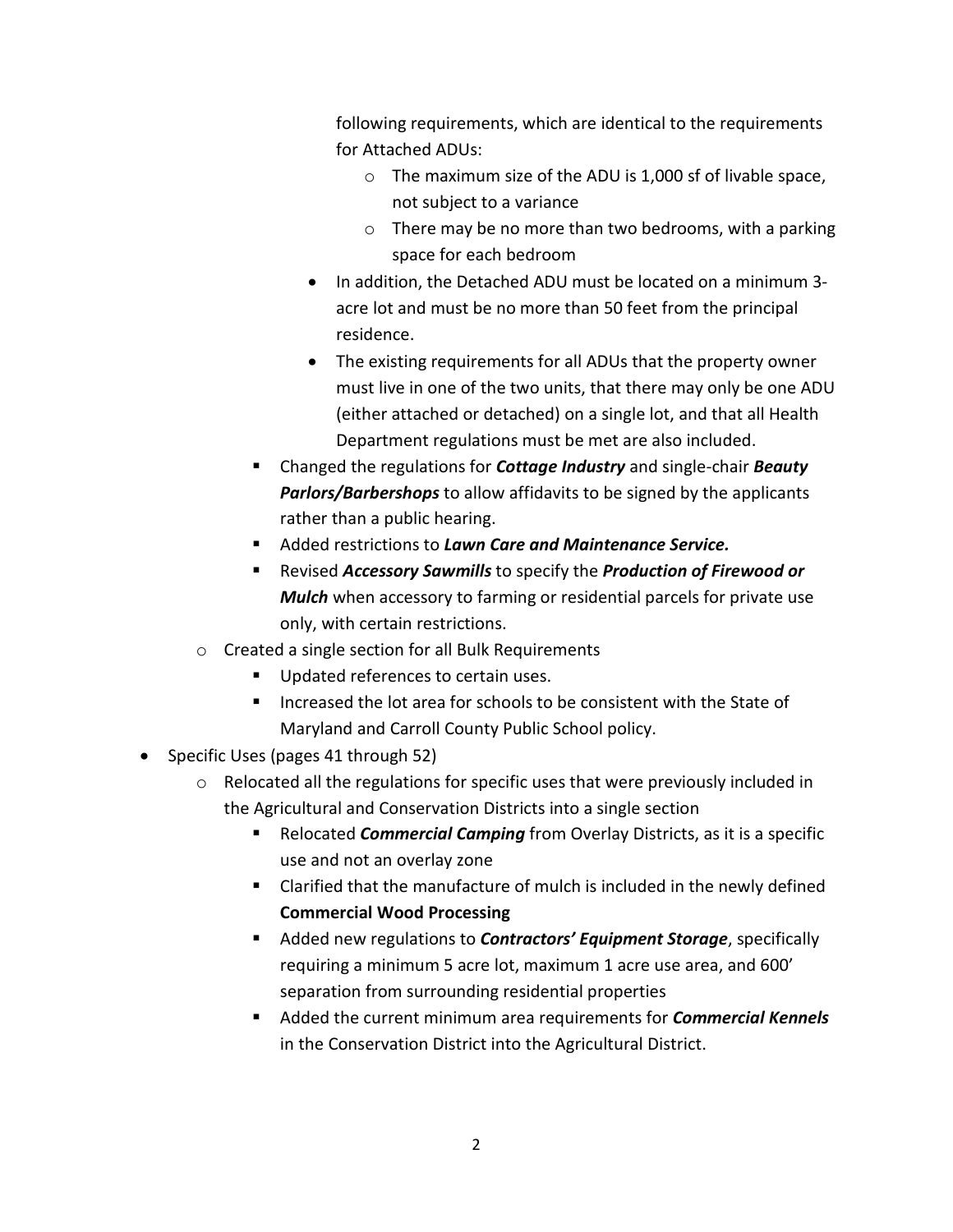following requirements, which are identical to the requirements for Attached ADUs:

- The maximum size of the ADU is 1,000 sf of livable space, not subject to a variance
- There may be no more than two bedrooms, with a parking space for each bedroom

- In addition, the Detached ADU must be located on a minimum 3-acre lot and must be no more than 50 feet from the principal residence.
- The existing requirements for all ADUs that the property owner must live in one of the two units, that there may only be one ADU (either attached or detached) on a single lot, and that all Health Department regulations must be met are also included.

- Changed the regulations for ***Cottage Industry*** and single-chair ***Beauty Parlors/Barbershops*** to allow affidavits to be signed by the applicants rather than a public hearing.
- Added restrictions to ***Lawn Care and Maintenance Service.***
- Revised ***Accessory Sawmills*** to specify the ***Production of Firewood or Mulch*** when accessory to farming or residential parcels for private use only, with certain restrictions.

- Created a single section for all Bulk Requirements
  - Updated references to certain uses.
  - Increased the lot area for schools to be consistent with the State of Maryland and Carroll County Public School policy.

- Specific Uses (pages 41 through 52)
  - Relocated all the regulations for specific uses that were previously included in the Agricultural and Conservation Districts into a single section
    - Relocated ***Commercial Camping*** from Overlay Districts, as it is a specific use and not an overlay zone
    - Clarified that the manufacture of mulch is included in the newly defined **Commercial Wood Processing**
    - Added new regulations to ***Contractors' Equipment Storage***, specifically requiring a minimum 5 acre lot, maximum 1 acre use area, and 600' separation from surrounding residential properties
    - Added the current minimum area requirements for ***Commercial Kennels*** in the Conservation District into the Agricultural District.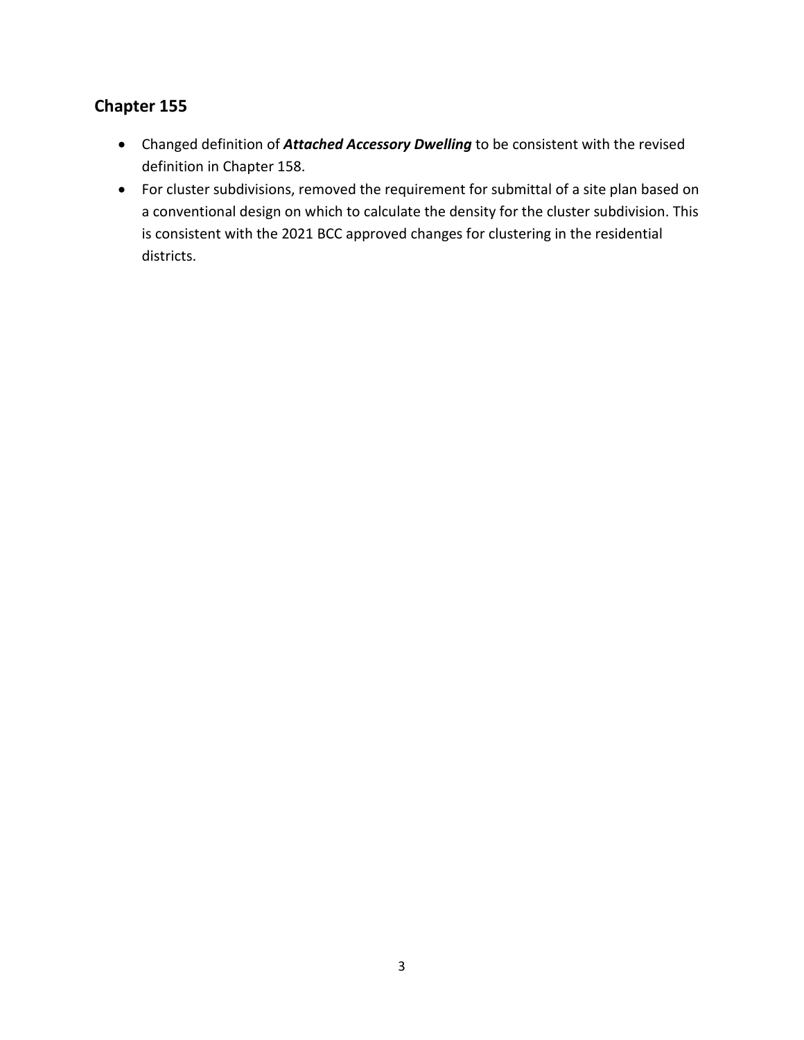## Chapter 155

- Changed definition of ***Attached Accessory Dwelling*** to be consistent with the revised definition in Chapter 158.
- For cluster subdivisions, removed the requirement for submittal of a site plan based on a conventional design on which to calculate the density for the cluster subdivision. This is consistent with the 2021 BCC approved changes for clustering in the residential districts.